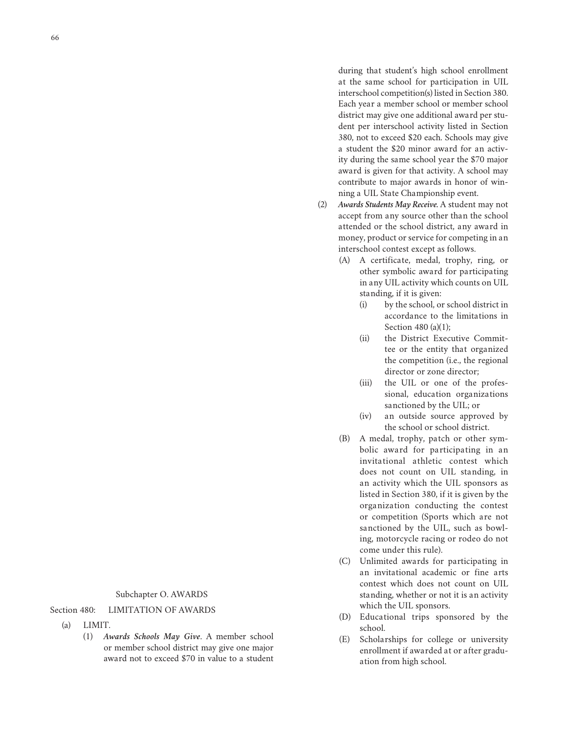## Subchapter O. AWARDS

### Section 480: LIMITATION OF AWARDS

(a) LIMIT.

(1) ***Awards Schools May Give***. A member school or member school district may give one major award not to exceed $70 in value to a student during that student's high school enrollment at the same school for participation in UIL interschool competition(s) listed in Section 380. Each year a member school or member school district may give one additional award per student per interschool activity listed in Section 380, not to exceed $20 each. Schools may give a student the $20 minor award for an activity during the same school year the $70 major award is given for that activity. A school may contribute to major awards in honor of winning a UIL State Championship event.

(2) ***Awards Students May Receive.*** A student may not accept from any source other than the school attended or the school district, any award in money, product or service for competing in an interschool contest except as follows.

(A) A certificate, medal, trophy, ring, or other symbolic award for participating in any UIL activity which counts on UIL standing, if it is given:

(i) by the school, or school district in accordance to the limitations in Section 480 (a)(1);

(ii) the District Executive Committee or the entity that organized the competition (i.e., the regional director or zone director;

(iii) the UIL or one of the professional, education organizations sanctioned by the UIL; or

(iv) an outside source approved by the school or school district.

(B) A medal, trophy, patch or other symbolic award for participating in an invitational athletic contest which does not count on UIL standing, in an activity which the UIL sponsors as listed in Section 380, if it is given by the organization conducting the contest or competition (Sports which are not sanctioned by the UIL, such as bowling, motorcycle racing or rodeo do not come under this rule).

(C) Unlimited awards for participating in an invitational academic or fine arts contest which does not count on UIL standing, whether or not it is an activity which the UIL sponsors.

(D) Educational trips sponsored by the school.

(E) Scholarships for college or university enrollment if awarded at or after graduation from high school.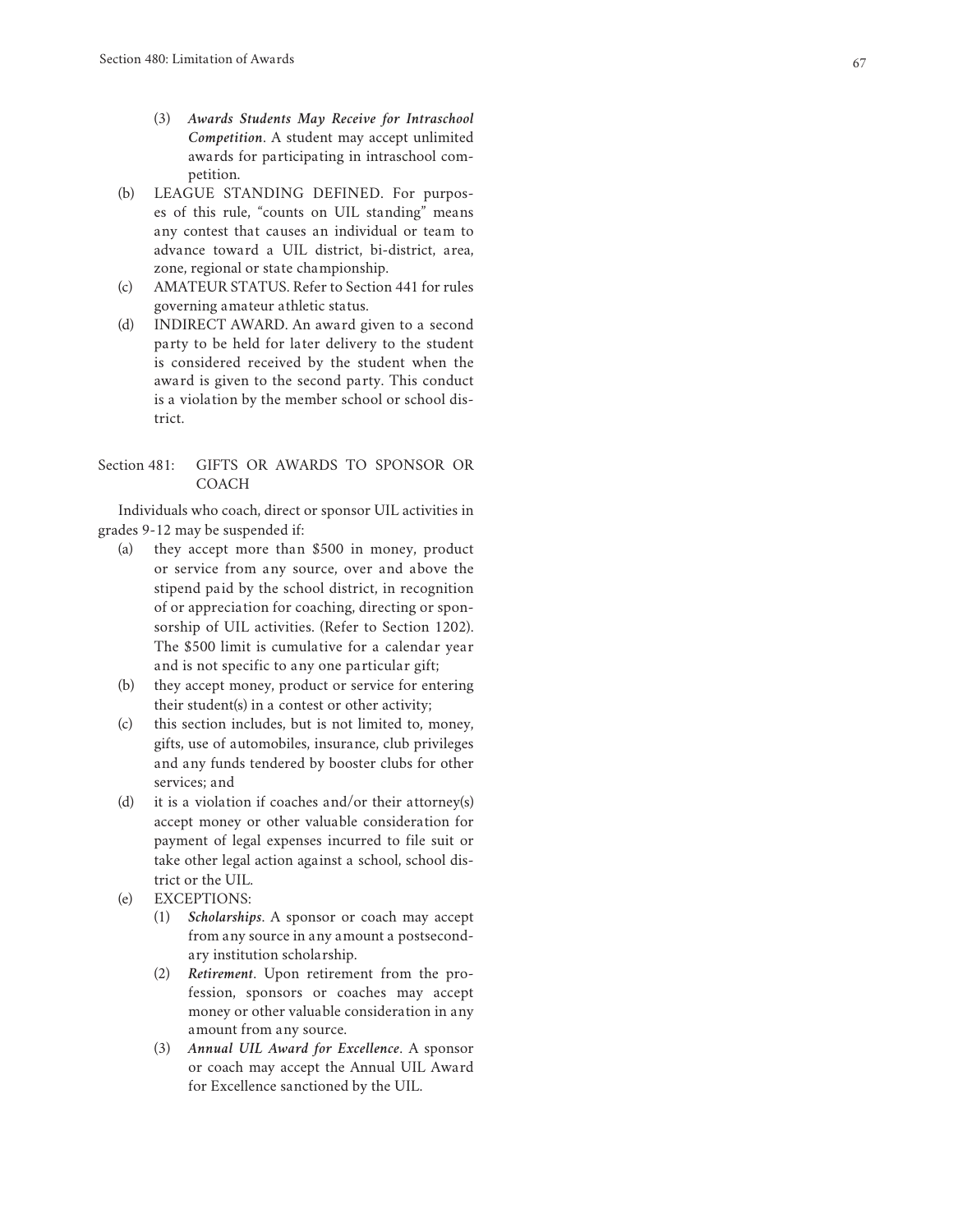(3) ***Awards Students May Receive for Intraschool Competition***. A student may accept unlimited awards for participating in intraschool competition.

(b) LEAGUE STANDING DEFINED. For purposes of this rule, "counts on UIL standing" means any contest that causes an individual or team to advance toward a UIL district, bi-district, area, zone, regional or state championship.

(c) AMATEUR STATUS. Refer to Section 441 for rules governing amateur athletic status.

(d) INDIRECT AWARD. An award given to a second party to be held for later delivery to the student is considered received by the student when the award is given to the second party. This conduct is a violation by the member school or school district.

## Section 481: GIFTS OR AWARDS TO SPONSOR OR COACH

Individuals who coach, direct or sponsor UIL activities in grades 9-12 may be suspended if:

(a) they accept more than $500 in money, product or service from any source, over and above the stipend paid by the school district, in recognition of or appreciation for coaching, directing or sponsorship of UIL activities. (Refer to Section 1202). The $500 limit is cumulative for a calendar year and is not specific to any one particular gift;

(b) they accept money, product or service for entering their student(s) in a contest or other activity;

(c) this section includes, but is not limited to, money, gifts, use of automobiles, insurance, club privileges and any funds tendered by booster clubs for other services; and

(d) it is a violation if coaches and/or their attorney(s) accept money or other valuable consideration for payment of legal expenses incurred to file suit or take other legal action against a school, school district or the UIL.

(e) EXCEPTIONS:

(1) ***Scholarships***. A sponsor or coach may accept from any source in any amount a postsecondary institution scholarship.

(2) ***Retirement***. Upon retirement from the profession, sponsors or coaches may accept money or other valuable consideration in any amount from any source.

(3) ***Annual UIL Award for Excellence***. A sponsor or coach may accept the Annual UIL Award for Excellence sanctioned by the UIL.